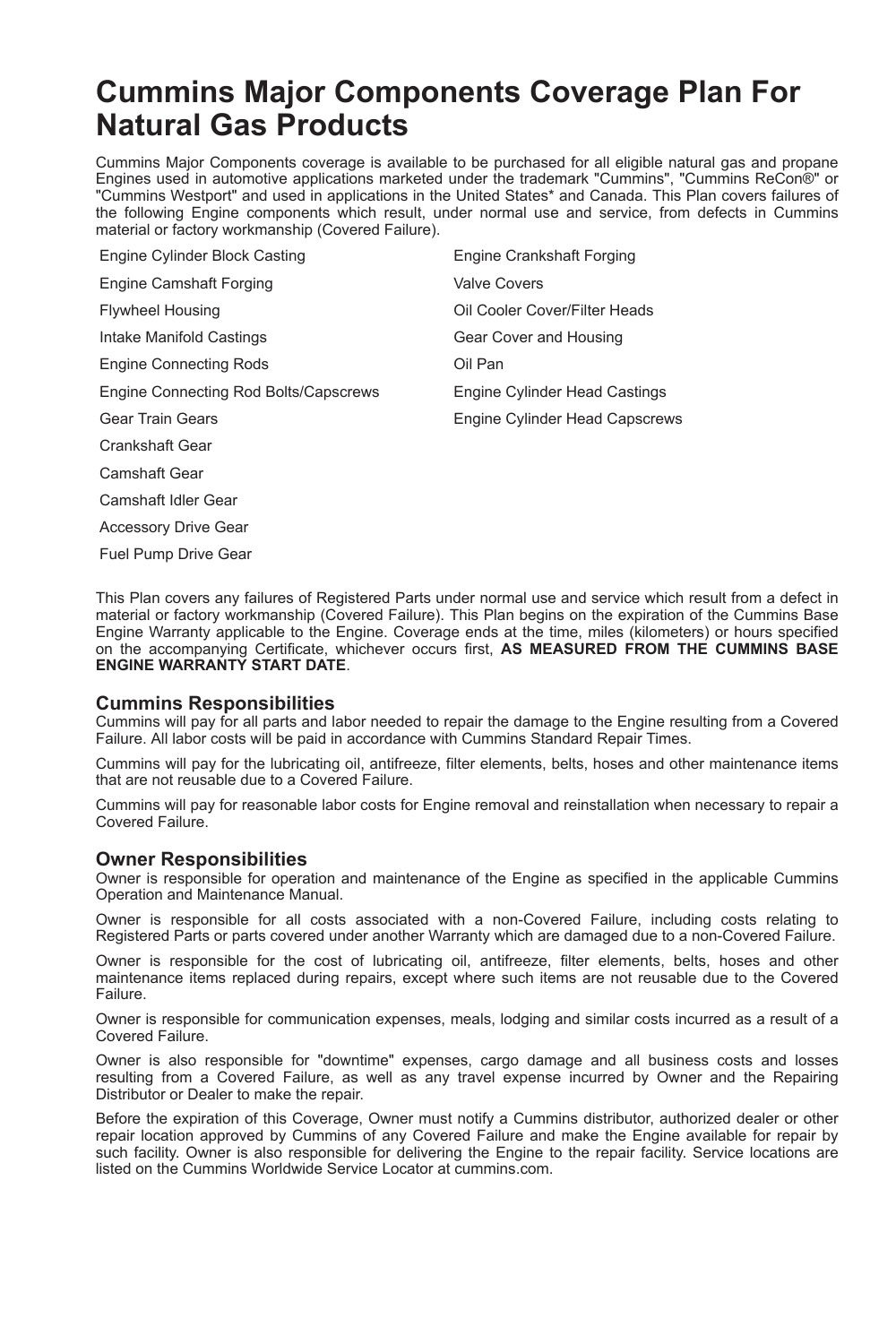# Cummins Major Components Coverage Plan For Natural Gas Products

Cummins Major Components coverage is available to be purchased for all eligible natural gas and propane Engines used in automotive applications marketed under the trademark "Cummins", "Cummins ReCon®" or "Cummins Westport" and used in applications in the United States* and Canada. This Plan covers failures of the following Engine components which result, under normal use and service, from defects in Cummins material or factory workmanship (Covered Failure).

- Engine Cylinder Block Casting
- Engine Camshaft Forging
- Flywheel Housing
- Intake Manifold Castings
- Engine Connecting Rods
- Engine Connecting Rod Bolts/Capscrews
- Gear Train Gears
- Crankshaft Gear
- Camshaft Gear
- Camshaft Idler Gear
- Accessory Drive Gear
- Fuel Pump Drive Gear
- Engine Crankshaft Forging
- Valve Covers
- Oil Cooler Cover/Filter Heads
- Gear Cover and Housing
- Oil Pan
- Engine Cylinder Head Castings
- Engine Cylinder Head Capscrews

This Plan covers any failures of Registered Parts under normal use and service which result from a defect in material or factory workmanship (Covered Failure). This Plan begins on the expiration of the Cummins Base Engine Warranty applicable to the Engine. Coverage ends at the time, miles (kilometers) or hours specified on the accompanying Certificate, whichever occurs first, **AS MEASURED FROM THE CUMMINS BASE ENGINE WARRANTY START DATE**.

### Cummins Responsibilities

Cummins will pay for all parts and labor needed to repair the damage to the Engine resulting from a Covered Failure. All labor costs will be paid in accordance with Cummins Standard Repair Times.

Cummins will pay for the lubricating oil, antifreeze, filter elements, belts, hoses and other maintenance items that are not reusable due to a Covered Failure.

Cummins will pay for reasonable labor costs for Engine removal and reinstallation when necessary to repair a Covered Failure.

### Owner Responsibilities

Owner is responsible for operation and maintenance of the Engine as specified in the applicable Cummins Operation and Maintenance Manual.

Owner is responsible for all costs associated with a non-Covered Failure, including costs relating to Registered Parts or parts covered under another Warranty which are damaged due to a non-Covered Failure.

Owner is responsible for the cost of lubricating oil, antifreeze, filter elements, belts, hoses and other maintenance items replaced during repairs, except where such items are not reusable due to the Covered Failure.

Owner is responsible for communication expenses, meals, lodging and similar costs incurred as a result of a Covered Failure.

Owner is also responsible for "downtime" expenses, cargo damage and all business costs and losses resulting from a Covered Failure, as well as any travel expense incurred by Owner and the Repairing Distributor or Dealer to make the repair.

Before the expiration of this Coverage, Owner must notify a Cummins distributor, authorized dealer or other repair location approved by Cummins of any Covered Failure and make the Engine available for repair by such facility. Owner is also responsible for delivering the Engine to the repair facility. Service locations are listed on the Cummins Worldwide Service Locator at cummins.com.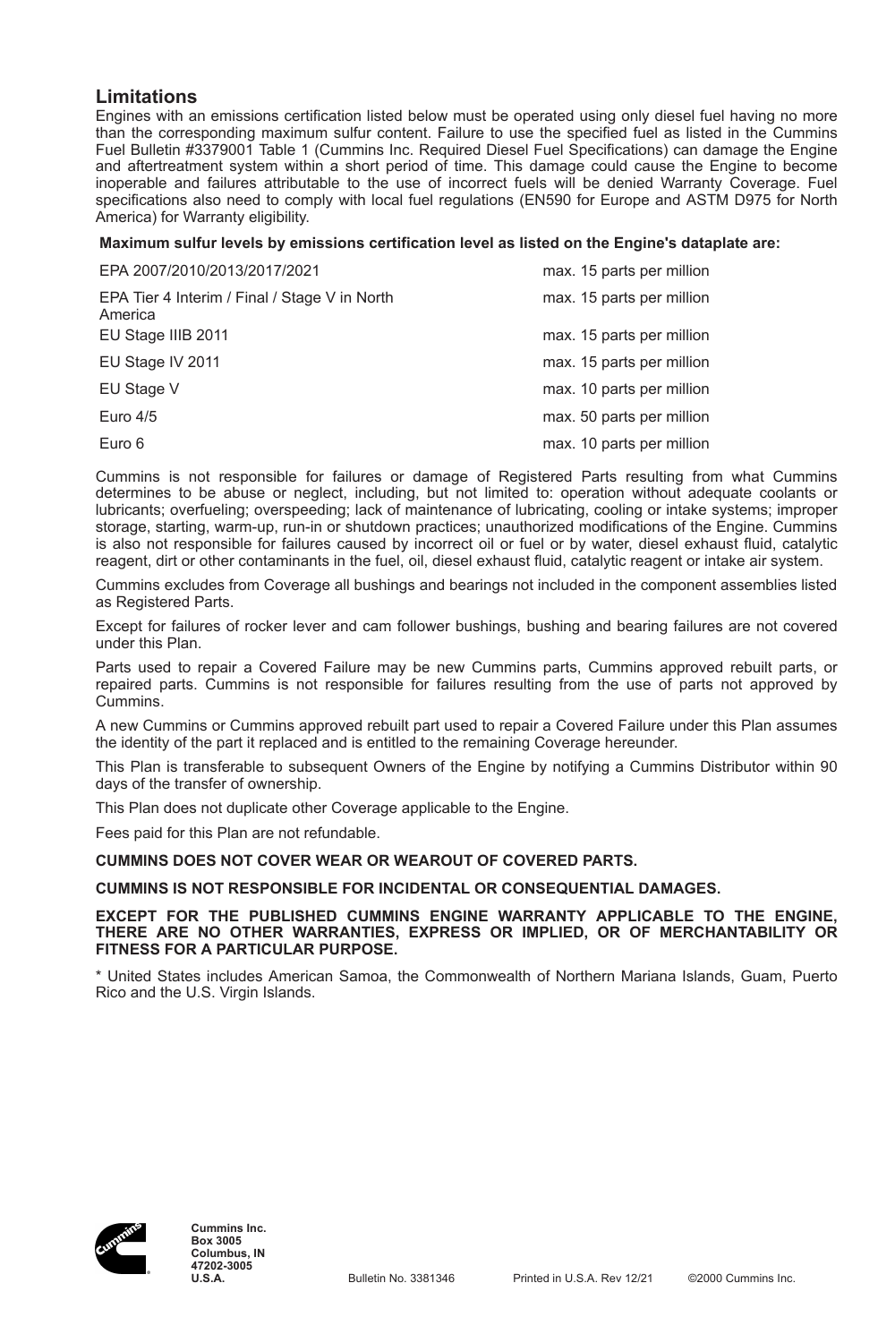## Limitations

Engines with an emissions certification listed below must be operated using only diesel fuel having no more than the corresponding maximum sulfur content. Failure to use the specified fuel as listed in the Cummins Fuel Bulletin #3379001 Table 1 (Cummins Inc. Required Diesel Fuel Specifications) can damage the Engine and aftertreatment system within a short period of time. This damage could cause the Engine to become inoperable and failures attributable to the use of incorrect fuels will be denied Warranty Coverage. Fuel specifications also need to comply with local fuel regulations (EN590 for Europe and ASTM D975 for North America) for Warranty eligibility.

**Maximum sulfur levels by emissions certification level as listed on the Engine's dataplate are:**

| | |
|---|---|
| EPA 2007/2010/2013/2017/2021 | max. 15 parts per million |
| EPA Tier 4 Interim / Final / Stage V in North America | max. 15 parts per million |
| EU Stage IIIB 2011 | max. 15 parts per million |
| EU Stage IV 2011 | max. 15 parts per million |
| EU Stage V | max. 10 parts per million |
| Euro 4/5 | max. 50 parts per million |
| Euro 6 | max. 10 parts per million |

Cummins is not responsible for failures or damage of Registered Parts resulting from what Cummins determines to be abuse or neglect, including, but not limited to: operation without adequate coolants or lubricants; overfueling; overspeeding; lack of maintenance of lubricating, cooling or intake systems; improper storage, starting, warm-up, run-in or shutdown practices; unauthorized modifications of the Engine. Cummins is also not responsible for failures caused by incorrect oil or fuel or by water, diesel exhaust fluid, catalytic reagent, dirt or other contaminants in the fuel, oil, diesel exhaust fluid, catalytic reagent or intake air system.

Cummins excludes from Coverage all bushings and bearings not included in the component assemblies listed as Registered Parts.

Except for failures of rocker lever and cam follower bushings, bushing and bearing failures are not covered under this Plan.

Parts used to repair a Covered Failure may be new Cummins parts, Cummins approved rebuilt parts, or repaired parts. Cummins is not responsible for failures resulting from the use of parts not approved by Cummins.

A new Cummins or Cummins approved rebuilt part used to repair a Covered Failure under this Plan assumes the identity of the part it replaced and is entitled to the remaining Coverage hereunder.

This Plan is transferable to subsequent Owners of the Engine by notifying a Cummins Distributor within 90 days of the transfer of ownership.

This Plan does not duplicate other Coverage applicable to the Engine.

Fees paid for this Plan are not refundable.

**CUMMINS DOES NOT COVER WEAR OR WEAROUT OF COVERED PARTS.**

**CUMMINS IS NOT RESPONSIBLE FOR INCIDENTAL OR CONSEQUENTIAL DAMAGES.**

**EXCEPT FOR THE PUBLISHED CUMMINS ENGINE WARRANTY APPLICABLE TO THE ENGINE, THERE ARE NO OTHER WARRANTIES, EXPRESS OR IMPLIED, OR OF MERCHANTABILITY OR FITNESS FOR A PARTICULAR PURPOSE.**

* United States includes American Samoa, the Commonwealth of Northern Mariana Islands, Guam, Puerto Rico and the U.S. Virgin Islands.

**Cummins Inc.**
**Box 3005**
**Columbus, IN**
**47202-3005**
**U.S.A.**

Bulletin No. 3381346 Printed in U.S.A. Rev 12/21 ©2000 Cummins Inc.